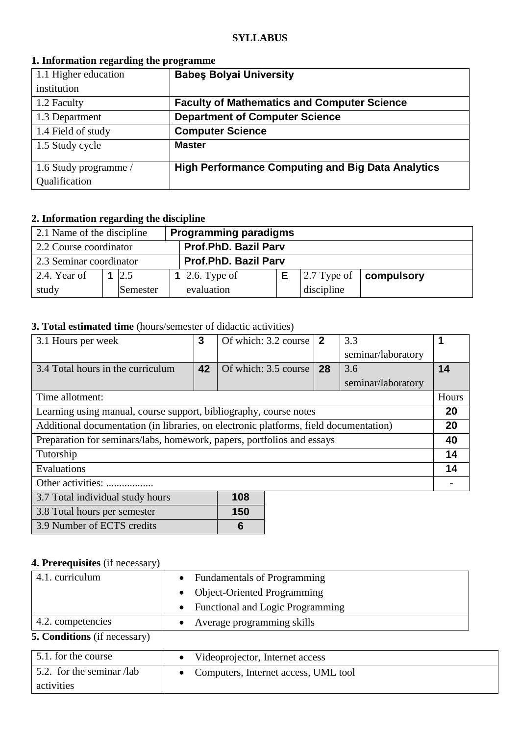**SYLLABUS**

## 1. Information regarding the programme

| | |
|---|---|
| 1.1 Higher education institution | **Babeş Bolyai University** |
| 1.2 Faculty | **Faculty of Mathematics and Computer Science** |
| 1.3 Department | **Department of Computer Science** |
| 1.4 Field of study | **Computer Science** |
| 1.5 Study cycle | **Master** |
| 1.6 Study programme / Qualification | **High Performance Computing and Big Data Analytics** |

## 2. Information regarding the discipline

| | | | | | | | |
|---|---|---|---|---|---|---|---|
| 2.1 Name of the discipline | **Programming paradigms** | | | | | | |
| 2.2 Course coordinator | **Prof.PhD. Bazil Parv** | | | | | | |
| 2.3 Seminar coordinator | **Prof.PhD. Bazil Parv** | | | | | | |
| 2.4. Year of study | **1** | 2.5 Semester | **1** | 2.6. Type of evaluation | **E** | 2.7 Type of discipline | **compulsory** |

## 3. Total estimated time (hours/semester of didactic activities)

| | | | | | |
|---|---|---|---|---|---|
| 3.1 Hours per week | **3** | Of which: 3.2 course | **2** | 3.3 seminar/laboratory | **1** |
| 3.4 Total hours in the curriculum | **42** | Of which: 3.5 course | **28** | 3.6 seminar/laboratory | **14** |

| Time allotment: | Hours |
|---|---|
| Learning using manual, course support, bibliography, course notes | **20** |
| Additional documentation (in libraries, on electronic platforms, field documentation) | **20** |
| Preparation for seminars/labs, homework, papers, portfolios and essays | **40** |
| Tutorship | **14** |
| Evaluations | **14** |
| Other activities: .................. | - |

| | |
|---|---|
| 3.7 Total individual study hours | **108** |
| 3.8 Total hours per semester | **150** |
| 3.9 Number of ECTS credits | **6** |

## 4. Prerequisites (if necessary)

| | |
|---|---|
| 4.1. curriculum | • Fundamentals of Programming<br>• Object-Oriented Programming<br>• Functional and Logic Programming |
| 4.2. competencies | • Average programming skills |

## 5. Conditions (if necessary)

| | |
|---|---|
| 5.1. for the course | • Videoprojector, Internet access |
| 5.2. for the seminar /lab activities | • Computers, Internet access, UML tool |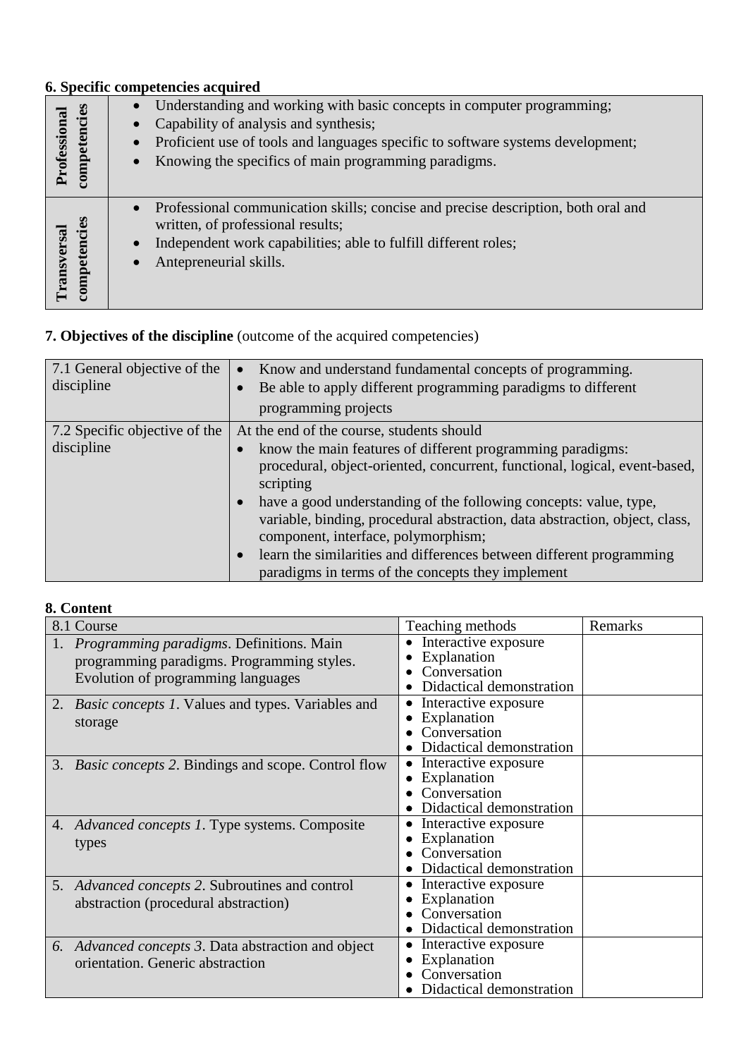**6. Specific competencies acquired**

| | |
|---|---|
| **Professional competencies** | • Understanding and working with basic concepts in computer programming;<br>• Capability of analysis and synthesis;<br>• Proficient use of tools and languages specific to software systems development;<br>• Knowing the specifics of main programming paradigms. |
| **Transversal competencies** | • Professional communication skills; concise and precise description, both oral and written, of professional results;<br>• Independent work capabilities; able to fulfill different roles;<br>• Antepreneurial skills. |

**7. Objectives of the discipline** (outcome of the acquired competencies)

| | |
|---|---|
| 7.1 General objective of the discipline | • Know and understand fundamental concepts of programming.<br>• Be able to apply different programming paradigms to different programming projects |
| 7.2 Specific objective of the discipline | At the end of the course, students should<br>• know the main features of different programming paradigms: procedural, object-oriented, concurrent, functional, logical, event-based, scripting<br>• have a good understanding of the following concepts: value, type, variable, binding, procedural abstraction, data abstraction, object, class, component, interface, polymorphism;<br>• learn the similarities and differences between different programming paradigms in terms of the concepts they implement |

**8. Content**

| 8.1 Course | Teaching methods | Remarks |
|---|---|---|
| 1. *Programming paradigms*. Definitions. Main programming paradigms. Programming styles. Evolution of programming languages | • Interactive exposure<br>• Explanation<br>• Conversation<br>• Didactical demonstration | |
| 2. *Basic concepts 1*. Values and types. Variables and storage | • Interactive exposure<br>• Explanation<br>• Conversation<br>• Didactical demonstration | |
| 3. *Basic concepts 2*. Bindings and scope. Control flow | • Interactive exposure<br>• Explanation<br>• Conversation<br>• Didactical demonstration | |
| 4. *Advanced concepts 1*. Type systems. Composite types | • Interactive exposure<br>• Explanation<br>• Conversation<br>• Didactical demonstration | |
| 5. *Advanced concepts 2*. Subroutines and control abstraction (procedural abstraction) | • Interactive exposure<br>• Explanation<br>• Conversation<br>• Didactical demonstration | |
| *6. Advanced concepts 3*. Data abstraction and object orientation. Generic abstraction | • Interactive exposure<br>• Explanation<br>• Conversation<br>• Didactical demonstration | |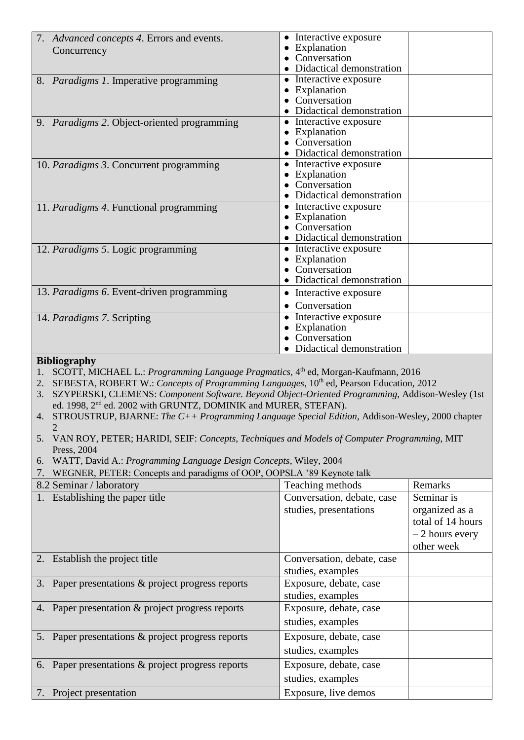| | | |
|---|---|---|
| 7. *Advanced concepts 4*. Errors and events. Concurrency | • Interactive exposure<br>• Explanation<br>• Conversation<br>• Didactical demonstration | |
| 8. *Paradigms 1*. Imperative programming | • Interactive exposure<br>• Explanation<br>• Conversation<br>• Didactical demonstration | |
| 9. *Paradigms 2*. Object-oriented programming | • Interactive exposure<br>• Explanation<br>• Conversation<br>• Didactical demonstration | |
| 10. *Paradigms 3*. Concurrent programming | • Interactive exposure<br>• Explanation<br>• Conversation<br>• Didactical demonstration | |
| 11. *Paradigms 4*. Functional programming | • Interactive exposure<br>• Explanation<br>• Conversation<br>• Didactical demonstration | |
| 12. *Paradigms 5*. Logic programming | • Interactive exposure<br>• Explanation<br>• Conversation<br>• Didactical demonstration | |
| 13. *Paradigms 6*. Event-driven programming | • Interactive exposure<br>• Conversation | |
| 14. *Paradigms 7*. Scripting | • Interactive exposure<br>• Explanation<br>• Conversation<br>• Didactical demonstration | |

**Bibliography**

1. SCOTT, MICHAEL L.: *Programming Language Pragmatics*, 4th ed, Morgan-Kaufmann, 2016
2. SEBESTA, ROBERT W.: *Concepts of Programming Languages*, 10th ed, Pearson Education, 2012
3. SZYPERSKI, CLEMENS: *Component Software. Beyond Object-Oriented Programming*, Addison-Wesley (1st ed. 1998, 2nd ed. 2002 with GRUNTZ, DOMINIK and MURER, STEFAN).
4. STROUSTRUP, BJARNE: *The C++ Programming Language Special Edition*, Addison-Wesley, 2000 chapter 2
5. VAN ROY, PETER; HARIDI, SEIF: *Concepts, Techniques and Models of Computer Programming*, MIT Press, 2004
6. WATT, David A.: *Programming Language Design Concepts*, Wiley, 2004
7. WEGNER, PETER: Concepts and paradigms of OOP, OOPSLA '89 Keynote talk

| 8.2 Seminar / laboratory | Teaching methods | Remarks |
|---|---|---|
| 1. Establishing the paper title | Conversation, debate, case studies, presentations | Seminar is organized as a total of 14 hours – 2 hours every other week |
| 2. Establish the project title | Conversation, debate, case studies, examples | |
| 3. Paper presentations & project progress reports | Exposure, debate, case studies, examples | |
| 4. Paper presentation & project progress reports | Exposure, debate, case studies, examples | |
| 5. Paper presentations & project progress reports | Exposure, debate, case studies, examples | |
| 6. Paper presentations & project progress reports | Exposure, debate, case studies, examples | |
| 7. Project presentation | Exposure, live demos | |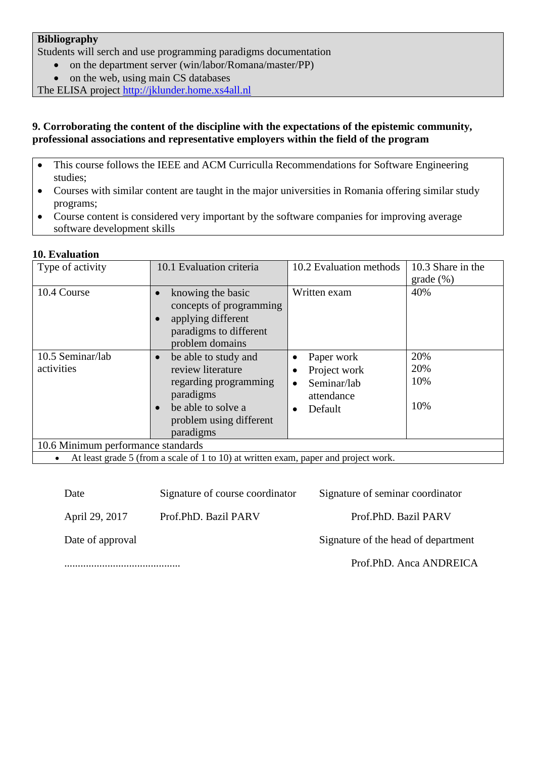**Bibliography**

Students will serch and use programming paradigms documentation

- on the department server (win/labor/Romana/master/PP)
- on the web, using main CS databases

The ELISA project http://jklunder.home.xs4all.nl

**9. Corroborating the content of the discipline with the expectations of the epistemic community, professional associations and representative employers within the field of the program**

- This course follows the IEEE and ACM Curriculla Recommendations for Software Engineering studies;
- Courses with similar content are taught in the major universities in Romania offering similar study programs;
- Course content is considered very important by the software companies for improving average software development skills

**10. Evaluation**

| Type of activity | 10.1 Evaluation criteria | 10.2 Evaluation methods | 10.3 Share in the grade (%) |
|---|---|---|---|
| 10.4 Course | • knowing the basic concepts of programming<br>• applying different paradigms to different problem domains | Written exam | 40% |
| 10.5 Seminar/lab activities | • be able to study and review literature regarding programming paradigms<br>• be able to solve a problem using different paradigms | • Paper work<br>• Project work<br>• Seminar/lab attendance<br>• Default | 20%<br>20%<br>10%<br>10% |
| 10.6 Minimum performance standards | | | |
| • At least grade 5 (from a scale of 1 to 10) at written exam, paper and project work. | | | |

| Date | Signature of course coordinator | Signature of seminar coordinator |
|---|---|---|
| April 29, 2017 | Prof.PhD. Bazil PARV | Prof.PhD. Bazil PARV |

| Date of approval | Signature of the head of department |
|---|---|
| .......................................... | Prof.PhD. Anca ANDREICA |